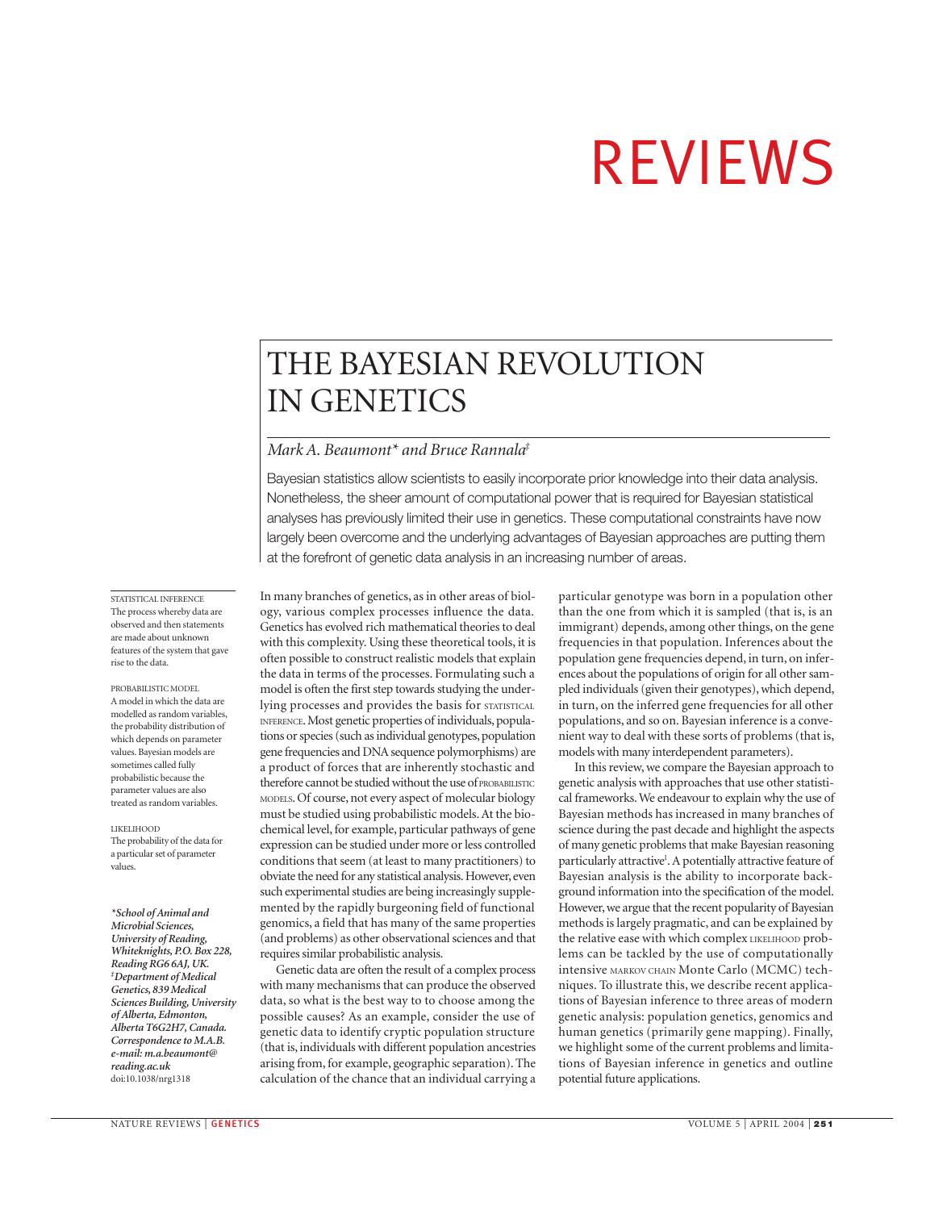# REVIEWS

# THE BAYESIAN REVOLUTION IN GENETICS

*Mark A. Beaumont\* and Bruce Rannala‡*

Bayesian statistics allow scientists to easily incorporate prior knowledge into their data analysis. Nonetheless, the sheer amount of computational power that is required for Bayesian statistical analyses has previously limited their use in genetics. These computational constraints have now largely been overcome and the underlying advantages of Bayesian approaches are putting them at the forefront of genetic data analysis in an increasing number of areas.

STATISTICAL INFERENCE
The process whereby data are observed and then statements are made about unknown features of the system that gave rise to the data.

PROBABILISTIC MODEL
A model in which the data are modelled as random variables, the probability distribution of which depends on parameter values. Bayesian models are sometimes called fully probabilistic because the parameter values are also treated as random variables.

LIKELIHOOD
The probability of the data for a particular set of parameter values.

*\*School of Animal and Microbial Sciences, University of Reading, Whiteknights, P.O. Box 228, Reading RG6 6AJ, UK.*
*‡Department of Medical Genetics, 839 Medical Sciences Building, University of Alberta, Edmonton, Alberta T6G2H7, Canada.*
*Correspondence to M.A.B. e-mail: m.a.beaumont@reading.ac.uk*
doi:10.1038/nrg1318

In many branches of genetics, as in other areas of biology, various complex processes influence the data. Genetics has evolved rich mathematical theories to deal with this complexity. Using these theoretical tools, it is often possible to construct realistic models that explain the data in terms of the processes. Formulating such a model is often the first step towards studying the underlying processes and provides the basis for STATISTICAL INFERENCE. Most genetic properties of individuals, populations or species (such as individual genotypes, population gene frequencies and DNA sequence polymorphisms) are a product of forces that are inherently stochastic and therefore cannot be studied without the use of PROBABILISTIC MODELS. Of course, not every aspect of molecular biology must be studied using probabilistic models. At the biochemical level, for example, particular pathways of gene expression can be studied under more or less controlled conditions that seem (at least to many practitioners) to obviate the need for any statistical analysis. However, even such experimental studies are being increasingly supplemented by the rapidly burgeoning field of functional genomics, a field that has many of the same properties (and problems) as other observational sciences and that requires similar probabilistic analysis.

Genetic data are often the result of a complex process with many mechanisms that can produce the observed data, so what is the best way to to choose among the possible causes? As an example, consider the use of genetic data to identify cryptic population structure (that is, individuals with different population ancestries arising from, for example, geographic separation). The calculation of the chance that an individual carrying a particular genotype was born in a population other than the one from which it is sampled (that is, is an immigrant) depends, among other things, on the gene frequencies in that population. Inferences about the population gene frequencies depend, in turn, on inferences about the populations of origin for all other sampled individuals (given their genotypes), which depend, in turn, on the inferred gene frequencies for all other populations, and so on. Bayesian inference is a convenient way to deal with these sorts of problems (that is, models with many interdependent parameters).

In this review, we compare the Bayesian approach to genetic analysis with approaches that use other statistical frameworks. We endeavour to explain why the use of Bayesian methods has increased in many branches of science during the past decade and highlight the aspects of many genetic problems that make Bayesian reasoning particularly attractive[1]. A potentially attractive feature of Bayesian analysis is the ability to incorporate background information into the specification of the model. However, we argue that the recent popularity of Bayesian methods is largely pragmatic, and can be explained by the relative ease with which complex LIKELIHOOD problems can be tackled by the use of computationally intensive MARKOV CHAIN Monte Carlo (MCMC) techniques. To illustrate this, we describe recent applications of Bayesian inference to three areas of modern genetic analysis: population genetics, genomics and human genetics (primarily gene mapping). Finally, we highlight some of the current problems and limitations of Bayesian inference in genetics and outline potential future applications.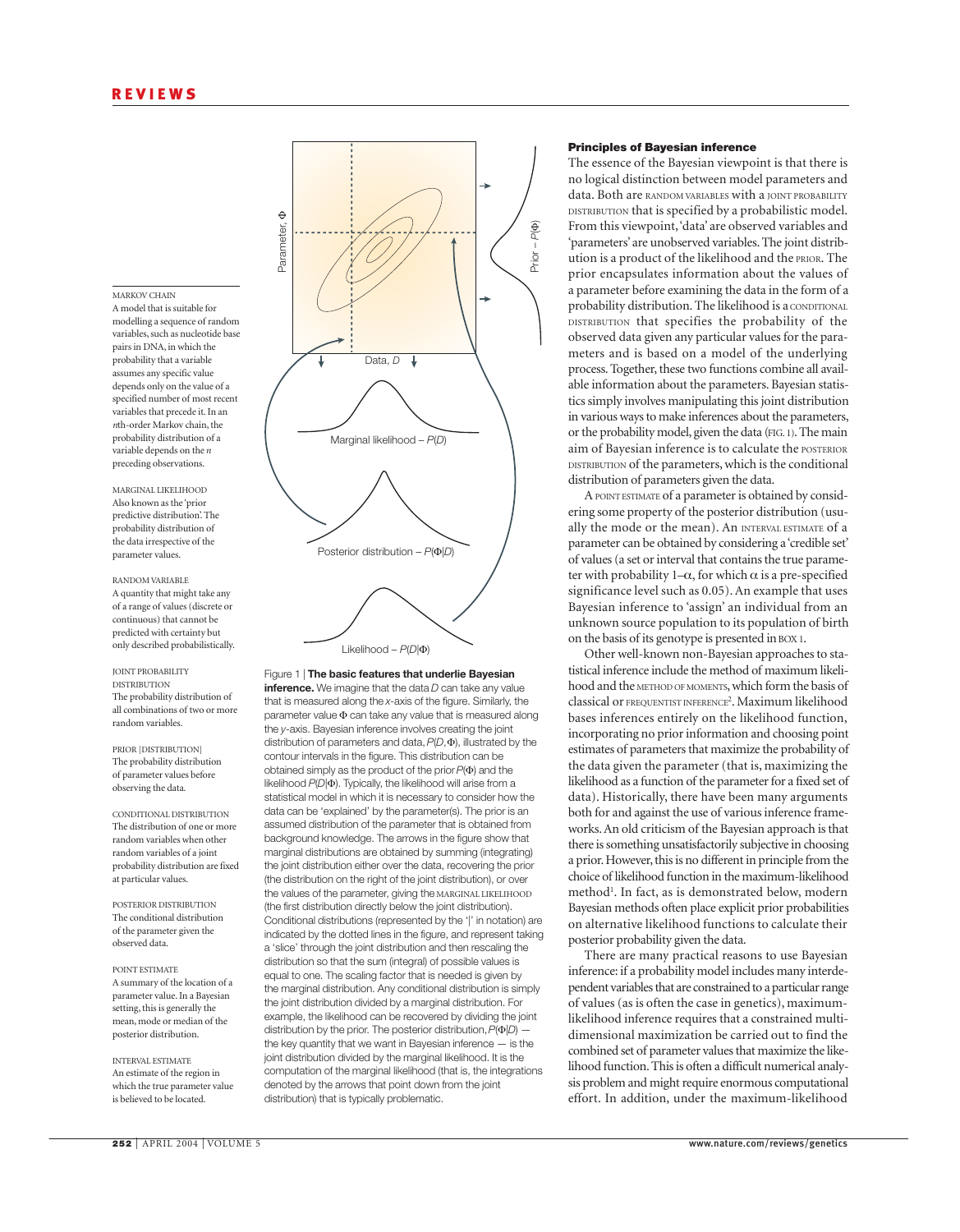## Principles of Bayesian inference

The essence of the Bayesian viewpoint is that there is no logical distinction between model parameters and data. Both are RANDOM VARIABLES with a JOINT PROBABILITY DISTRIBUTION that is specified by a probabilistic model. From this viewpoint, 'data' are observed variables and 'parameters' are unobserved variables. The joint distribution is a product of the likelihood and the PRIOR. The prior encapsulates information about the values of a parameter before examining the data in the form of a probability distribution. The likelihood is a CONDITIONAL DISTRIBUTION that specifies the probability of the observed data given any particular values for the parameters and is based on a model of the underlying process. Together, these two functions combine all available information about the parameters. Bayesian statistics simply involves manipulating this joint distribution in various ways to make inferences about the parameters, or the probability model, given the data (FIG. 1). The main aim of Bayesian inference is to calculate the POSTERIOR DISTRIBUTION of the parameters, which is the conditional distribution of parameters given the data.

A POINT ESTIMATE of a parameter is obtained by considering some property of the posterior distribution (usually the mode or the mean). An INTERVAL ESTIMATE of a parameter can be obtained by considering a 'credible set' of values (a set or interval that contains the true parameter with probability $1-\alpha$, for which $\alpha$ is a pre-specified significance level such as 0.05). An example that uses Bayesian inference to 'assign' an individual from an unknown source population to its population of birth on the basis of its genotype is presented in BOX 1.

Other well-known non-Bayesian approaches to statistical inference include the method of maximum likelihood and the METHOD OF MOMENTS, which form the basis of classical or FREQUENTIST INFERENCE[2]. Maximum likelihood bases inferences entirely on the likelihood function, incorporating no prior information and choosing point estimates of parameters that maximize the probability of the data given the parameter (that is, maximizing the likelihood as a function of the parameter for a fixed set of data). Historically, there have been many arguments both for and against the use of various inference frameworks. An old criticism of the Bayesian approach is that there is something unsatisfactorily subjective in choosing a prior. However, this is no different in principle from the choice of likelihood function in the maximum-likelihood method[1]. In fact, as is demonstrated below, modern Bayesian methods often place explicit prior probabilities on alternative likelihood functions to calculate their posterior probability given the data.

There are many practical reasons to use Bayesian inference: if a probability model includes many interdependent variables that are constrained to a particular range of values (as is often the case in genetics), maximum-likelihood inference requires that a constrained multidimensional maximization be carried out to find the combined set of parameter values that maximize the likelihood function. This is often a difficult numerical analysis problem and might require enormous computational effort. In addition, under the maximum-likelihood

Figure 1 | **The basic features that underlie Bayesian inference.** We imagine that the data $D$ can take any value that is measured along the $x$-axis of the figure. Similarly, the parameter value $\Phi$ can take any value that is measured along the $y$-axis. Bayesian inference involves creating the joint distribution of parameters and data, $P(D,\Phi)$, illustrated by the contour intervals in the figure. This distribution can be obtained simply as the product of the prior $P(\Phi)$ and the likelihood $P(D|\Phi)$. Typically, the likelihood will arise from a statistical model in which it is necessary to consider how the data can be 'explained' by the parameter(s). The prior is an assumed distribution of the parameter that is obtained from background knowledge. The arrows in the figure show that marginal distributions are obtained by summing (integrating) the joint distribution either over the data, recovering the prior (the distribution on the right of the joint distribution), or over the values of the parameter, giving the MARGINAL LIKELIHOOD (the first distribution directly below the joint distribution). Conditional distributions (represented by the '|' in notation) are indicated by the dotted lines in the figure, and represent taking a 'slice' through the joint distribution and then rescaling the distribution so that the sum (integral) of possible values is equal to one. The scaling factor that is needed is given by the marginal distribution. Any conditional distribution is simply the joint distribution divided by a marginal distribution. For example, the likelihood can be recovered by dividing the joint distribution by the prior. The posterior distribution, $P(\Phi|D)$ — the key quantity that we want in Bayesian inference — is the joint distribution divided by the marginal likelihood. It is the computation of the marginal likelihood (that is, the integrations denoted by the arrows that point down from the joint distribution) that is typically problematic.

MARKOV CHAIN
A model that is suitable for modelling a sequence of random variables, such as nucleotide base pairs in DNA, in which the probability that a variable assumes any specific value depends only on the value of a specified number of most recent variables that precede it. In an $n$th-order Markov chain, the probability distribution of a variable depends on the $n$ preceding observations.

MARGINAL LIKELIHOOD
Also known as the 'prior predictive distribution'. The probability distribution of the data irrespective of the parameter values.

RANDOM VARIABLE
A quantity that might take any of a range of values (discrete or continuous) that cannot be predicted with certainty but only described probabilistically.

JOINT PROBABILITY DISTRIBUTION
The probability distribution of all combinations of two or more random variables.

PRIOR [DISTRIBUTION]
The probability distribution of parameter values before observing the data.

CONDITIONAL DISTRIBUTION
The distribution of one or more random variables when other random variables of a joint probability distribution are fixed at particular values.

POSTERIOR DISTRIBUTION
The conditional distribution of the parameter given the observed data.

POINT ESTIMATE
A summary of the location of a parameter value. In a Bayesian setting, this is generally the mean, mode or median of the posterior distribution.

INTERVAL ESTIMATE
An estimate of the region in which the true parameter value is believed to be located.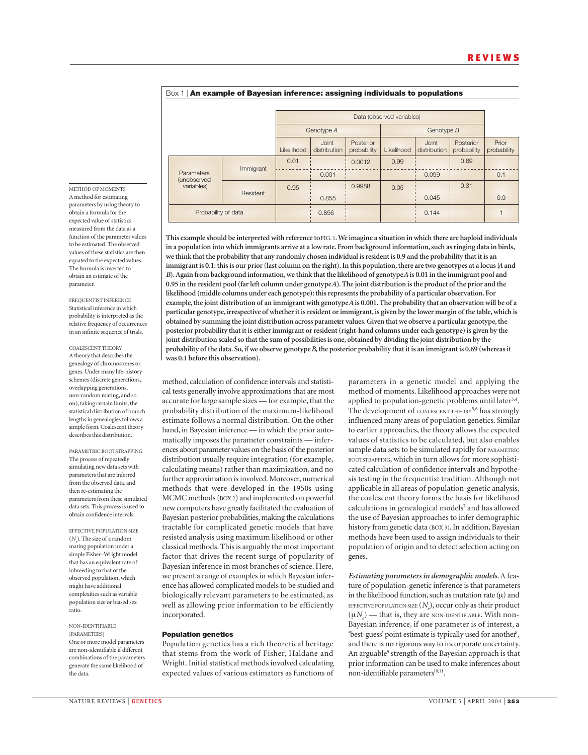## Box 1 | An example of Bayesian inference: assigning individuals to populations

| | | Data (observed variables) | | | | | | |
|---|---|---|---|---|---|---|---|---|
| | | Genotype *A* | | | Genotype *B* | | | |
| | | Likelihood | Joint distribution | Posterior probability | Likelihood | Joint distribution | Posterior probability | Prior probability |
| Parameters (unobserved variables) | Immigrant | 0.01 | 0.001 | 0.0012 | 0.99 | 0.099 | 0.69 | 0.1 |
| | Resident | 0.95 | 0.855 | 0.9988 | 0.05 | 0.045 | 0.31 | 0.9 |
| Probability of data | | | 0.856 | | | 0.144 | | 1 |

**This example should be interpreted with reference to FIG. 1. We imagine a situation in which there are haploid individuals in a population into which immigrants arrive at a low rate. From background information, such as ringing data in birds, we think that the probability that any randomly chosen individual is resident is 0.9 and the probability that it is an immigrant is 0.1: this is our prior (last column on the right). In this population, there are two genotypes at a locus (*A* and *B*). Again from background information, we think that the likelihood of genotype *A* is 0.01 in the immigrant pool and 0.95 in the resident pool (far left column under genotype *A*). The joint distribution is the product of the prior and the likelihood (middle columns under each genotype): this represents the probability of a particular observation. For example, the joint distribution of an immigrant with genotype *A* is 0.001. The probability that an observation will be of a particular genotype, irrespective of whether it is resident or immigrant, is given by the lower margin of the table, which is obtained by summing the joint distribution across parameter values. Given that we observe a particular genotype, the posterior probability that it is either immigrant or resident (right-hand columns under each genotype) is given by the joint distribution scaled so that the sum of possibilities is one, obtained by dividing the joint distribution by the probability of the data. So, if we observe genotype *B*, the posterior probability that it is an immigrant is 0.69 (whereas it was 0.1 before this observation).**

method, calculation of confidence intervals and statistical tests generally involve approximations that are most accurate for large sample sizes — for example, that the probability distribution of the maximum-likelihood estimate follows a normal distribution. On the other hand, in Bayesian inference — in which the prior automatically imposes the parameter constraints — inferences about parameter values on the basis of the posterior distribution usually require integration (for example, calculating means) rather than maximization, and no further approximation is involved. Moreover, numerical methods that were developed in the 1950s using MCMC methods (BOX 2) and implemented on powerful new computers have greatly facilitated the evaluation of Bayesian posterior probabilities, making the calculations tractable for complicated genetic models that have resisted analysis using maximum likelihood or other classical methods. This is arguably the most important factor that drives the recent surge of popularity of Bayesian inference in most branches of science. Here, we present a range of examples in which Bayesian inference has allowed complicated models to be studied and biologically relevant parameters to be estimated, as well as allowing prior information to be efficiently incorporated.

### Population genetics

Population genetics has a rich theoretical heritage that stems from the work of Fisher, Haldane and Wright. Initial statistical methods involved calculating expected values of various estimators as functions of parameters in a genetic model and applying the method of moments. Likelihood approaches were not applied to population-genetic problems until later[3,4]. The development of COALESCENT THEORY[5,6] has strongly influenced many areas of population genetics. Similar to earlier approaches, the theory allows the expected values of statistics to be calculated, but also enables sample data sets to be simulated rapidly for PARAMETRIC BOOTSTRAPPING, which in turn allows for more sophisticated calculation of confidence intervals and hypothesis testing in the frequentist tradition. Although not applicable in all areas of population-genetic analysis, the coalescent theory forms the basis for likelihood calculations in genealogical models[7] and has allowed the use of Bayesian approaches to infer demographic history from genetic data (BOX 3). In addition, Bayesian methods have been used to assign individuals to their population of origin and to detect selection acting on genes.

***Estimating parameters in demographic models.*** A feature of population-genetic inference is that parameters in the likelihood function, such as mutation rate ($\mu$) and EFFECTIVE POPULATION SIZE ($N_e$), occur only as their product ($\mu N_e$) — that is, they are NON-IDENTIFIABLE. With non-Bayesian inference, if one parameter is of interest, a 'best-guess' point estimate is typically used for another[8], and there is no rigorous way to incorporate uncertainty. An arguable[9] strength of the Bayesian approach is that prior information can be used to make inferences about non-identifiable parameters[10,11].

METHOD OF MOMENTS
A method for estimating parameters by using theory to obtain a formula for the expected value of statistics measured from the data as a function of the parameter values to be estimated. The observed values of these statistics are then equated to the expected values. The formula is inverted to obtain an estimate of the parameter.

FREQUENTIST INFERENCE
Statistical inference in which probability is interpreted as the relative frequency of occurrences in an infinite sequence of trials.

COALESCENT THEORY
A theory that describes the genealogy of chromosomes or genes. Under many life-history schemes (discrete generations, overlapping generations, non-random mating, and so on), taking certain limits, the statistical distribution of branch lengths in genealogies follows a simple form. Coalescent theory describes this distribution.

PARAMETRIC BOOTSTRAPPING
The process of repeatedly simulating new data sets with parameters that are inferred from the observed data, and then re-estimating the parameters from these simulated data sets. This process is used to obtain confidence intervals.

EFFECTIVE POPULATION SIZE ($N_e$). The size of a random mating population under a simple Fisher–Wright model that has an equivalent rate of inbreeding to that of the observed population, which might have additional complexities such as variable population size or biased sex ratio.

NON-IDENTIFIABLE [PARAMETERS]
One or more model parameters are non-identifiable if different combinations of the parameters generate the same likelihood of the data.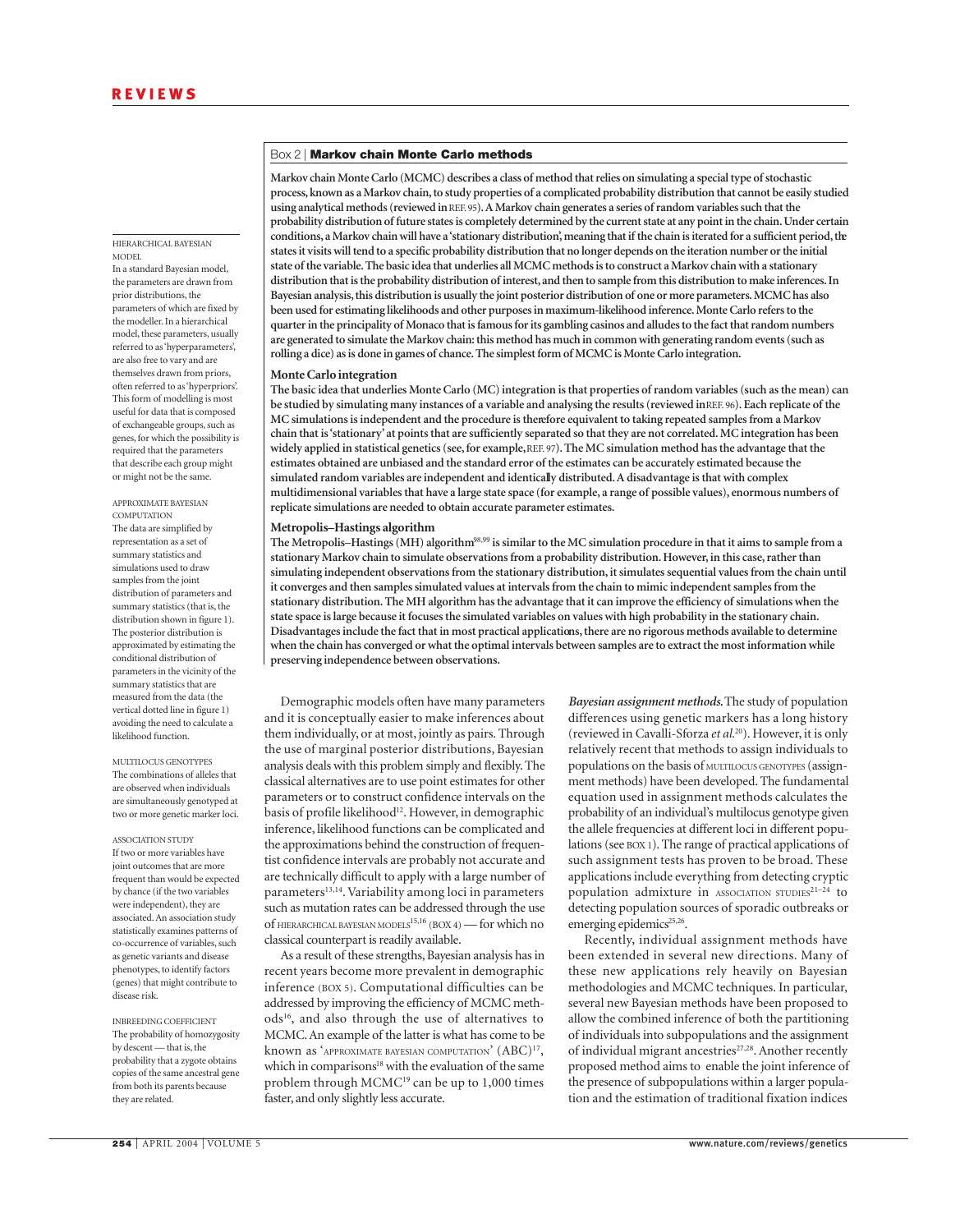## Box 2 | Markov chain Monte Carlo methods

**Markov chain Monte Carlo (MCMC) describes a class of method that relies on simulating a special type of stochastic process, known as a Markov chain, to study properties of a complicated probability distribution that cannot be easily studied using analytical methods (reviewed in REF. 95). A Markov chain generates a series of random variables such that the probability distribution of future states is completely determined by the current state at any point in the chain. Under certain conditions, a Markov chain will have a 'stationary distribution', meaning that if the chain is iterated for a sufficient period, the states it visits will tend to a specific probability distribution that no longer depends on the iteration number or the initial state of the variable. The basic idea that underlies all MCMC methods is to construct a Markov chain with a stationary distribution that is the probability distribution of interest, and then to sample from this distribution to make inferences. In Bayesian analysis, this distribution is usually the joint posterior distribution of one or more parameters. MCMC has also been used for estimating likelihoods and other purposes in maximum-likelihood inference. Monte Carlo refers to the quarter in the principality of Monaco that is famous for its gambling casinos and alludes to the fact that random numbers are generated to simulate the Markov chain: this method has much in common with generating random events (such as rolling a dice) as is done in games of chance. The simplest form of MCMC is Monte Carlo integration.**

### Monte Carlo integration

**The basic idea that underlies Monte Carlo (MC) integration is that properties of random variables (such as the mean) can be studied by simulating many instances of a variable and analysing the results (reviewed in REF. 96). Each replicate of the MC simulations is independent and the procedure is therefore equivalent to taking repeated samples from a Markov chain that is 'stationary' at points that are sufficiently separated so that they are not correlated. MC integration has been widely applied in statistical genetics (see, for example, REF. 97). The MC simulation method has the advantage that the estimates obtained are unbiased and the standard error of the estimates can be accurately estimated because the simulated random variables are independent and identically distributed. A disadvantage is that with complex multidimensional variables that have a large state space (for example, a range of possible values), enormous numbers of replicate simulations are needed to obtain accurate parameter estimates.**

### Metropolis–Hastings algorithm

**The Metropolis–Hastings (MH) algorithm[98,99] is similar to the MC simulation procedure in that it aims to sample from a stationary Markov chain to simulate observations from a probability distribution. However, in this case, rather than simulating independent observations from the stationary distribution, it simulates sequential values from the chain until it converges and then samples simulated values at intervals from the chain to mimic independent samples from the stationary distribution. The MH algorithm has the advantage that it can improve the efficiency of simulations when the state space is large because it focuses the simulated variables on values with high probability in the stationary chain. Disadvantages include the fact that in most practical applications, there are no rigorous methods available to determine when the chain has converged or what the optimal intervals between samples are to extract the most information while preserving independence between observations.**

---

HIERARCHICAL BAYESIAN MODEL
In a standard Bayesian model, the parameters are drawn from prior distributions, the parameters of which are fixed by the modeller. In a hierarchical model, these parameters, usually referred to as 'hyperparameters', are also free to vary and are themselves drawn from priors, often referred to as 'hyperpriors'. This form of modelling is most useful for data that is composed of exchangeable groups, such as genes, for which the possibility is required that the parameters that describe each group might or might not be the same.

APPROXIMATE BAYESIAN COMPUTATION
The data are simplified by representation as a set of summary statistics and simulations used to draw samples from the joint distribution of parameters and summary statistics (that is, the distribution shown in figure 1). The posterior distribution is approximated by estimating the conditional distribution of parameters in the vicinity of the summary statistics that are measured from the data (the vertical dotted line in figure 1) avoiding the need to calculate a likelihood function.

MULTILOCUS GENOTYPES
The combinations of alleles that are observed when individuals are simultaneously genotyped at two or more genetic marker loci.

ASSOCIATION STUDY
If two or more variables have joint outcomes that are more frequent than would be expected by chance (if the two variables were independent), they are associated. An association study statistically examines patterns of co-occurrence of variables, such as genetic variants and disease phenotypes, to identify factors (genes) that might contribute to disease risk.

INBREEDING COEFFICIENT
The probability of homozygosity by descent — that is, the probability that a zygote obtains copies of the same ancestral gene from both its parents because they are related.

---

Demographic models often have many parameters and it is conceptually easier to make inferences about them individually, or at most, jointly as pairs. Through the use of marginal posterior distributions, Bayesian analysis deals with this problem simply and flexibly. The classical alternatives are to use point estimates for other parameters or to construct confidence intervals on the basis of profile likelihood[12]. However, in demographic inference, likelihood functions can be complicated and the approximations behind the construction of frequentist confidence intervals are probably not accurate and are technically difficult to apply with a large number of parameters[13,14]. Variability among loci in parameters such as mutation rates can be addressed through the use of HIERARCHICAL BAYESIAN MODELS[15,16] (BOX 4) — for which no classical counterpart is readily available.

As a result of these strengths, Bayesian analysis has in recent years become more prevalent in demographic inference (BOX 5). Computational difficulties can be addressed by improving the efficiency of MCMC methods[16], and also through the use of alternatives to MCMC. An example of the latter is what has come to be known as 'APPROXIMATE BAYESIAN COMPUTATION' (ABC)[17], which in comparisons[18] with the evaluation of the same problem through MCMC[19] can be up to 1,000 times faster, and only slightly less accurate.

*Bayesian assignment methods.* The study of population differences using genetic markers has a long history (reviewed in Cavalli-Sforza *et al.*[20]). However, it is only relatively recent that methods to assign individuals to populations on the basis of MULTILOCUS GENOTYPES (assignment methods) have been developed. The fundamental equation used in assignment methods calculates the probability of an individual's multilocus genotype given the allele frequencies at different loci in different populations (see BOX 1). The range of practical applications of such assignment tests has proven to be broad. These applications include everything from detecting cryptic population admixture in ASSOCIATION STUDIES[21–24] to detecting population sources of sporadic outbreaks or emerging epidemics[25,26].

Recently, individual assignment methods have been extended in several new directions. Many of these new applications rely heavily on Bayesian methodologies and MCMC techniques. In particular, several new Bayesian methods have been proposed to allow the combined inference of both the partitioning of individuals into subpopulations and the assignment of individual migrant ancestries[27,28]. Another recently proposed method aims to enable the joint inference of the presence of subpopulations within a larger population and the estimation of traditional fixation indices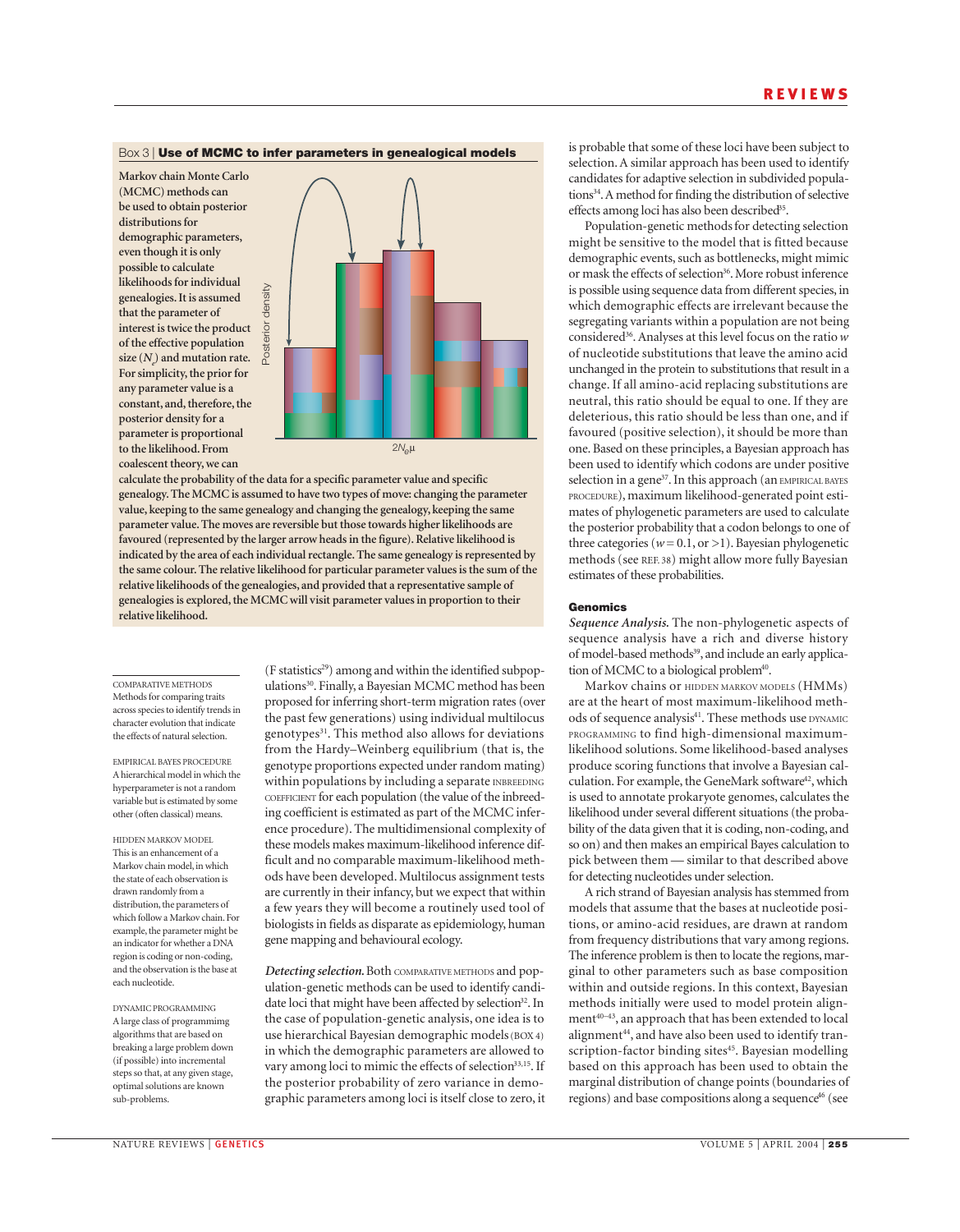## Box 3 | Use of MCMC to infer parameters in genealogical models

**Markov chain Monte Carlo (MCMC) methods can be used to obtain posterior distributions for demographic parameters, even though it is only possible to calculate likelihoods for individual genealogies. It is assumed that the parameter of interest is twice the product of the effective population size ($N_e$) and mutation rate. For simplicity, the prior for any parameter value is a constant, and, therefore, the posterior density for a parameter is proportional to the likelihood. From coalescent theory, we can calculate the probability of the data for a specific parameter value and specific genealogy. The MCMC is assumed to have two types of move: changing the parameter value, keeping to the same genealogy and changing the genealogy, keeping the same parameter value. The moves are reversible but those towards higher likelihoods are favoured (represented by the larger arrow heads in the figure). Relative likelihood is indicated by the area of each individual rectangle. The same genealogy is represented by the same colour. The relative likelihood for particular parameter values is the sum of the relative likelihoods of the genealogies, and provided that a representative sample of genealogies is explored, the MCMC will visit parameter values in proportion to their relative likelihood.**

(F statistics[29]) among and within the identified subpopulations[30]. Finally, a Bayesian MCMC method has been proposed for inferring short-term migration rates (over the past few generations) using individual multilocus genotypes[31]. This method also allows for deviations from the Hardy–Weinberg equilibrium (that is, the genotype proportions expected under random mating) within populations by including a separate INBREEDING COEFFICIENT for each population (the value of the inbreeding coefficient is estimated as part of the MCMC inference procedure). The multidimensional complexity of these models makes maximum-likelihood inference difficult and no comparable maximum-likelihood methods have been developed. Multilocus assignment tests are currently in their infancy, but we expect that within a few years they will become a routinely used tool of biologists in fields as disparate as epidemiology, human gene mapping and behavioural ecology.

*Detecting selection.* Both COMPARATIVE METHODS and population-genetic methods can be used to identify candidate loci that might have been affected by selection[32]. In the case of population-genetic analysis, one idea is to use hierarchical Bayesian demographic models (BOX 4) in which the demographic parameters are allowed to vary among loci to mimic the effects of selection[33,15]. If the posterior probability of zero variance in demographic parameters among loci is itself close to zero, it is probable that some of these loci have been subject to selection. A similar approach has been used to identify candidates for adaptive selection in subdivided populations[34]. A method for finding the distribution of selective effects among loci has also been described[35].

Population-genetic methods for detecting selection might be sensitive to the model that is fitted because demographic events, such as bottlenecks, might mimic or mask the effects of selection[36]. More robust inference is possible using sequence data from different species, in which demographic effects are irrelevant because the segregating variants within a population are not being considered[36]. Analyses at this level focus on the ratio $w$ of nucleotide substitutions that leave the amino acid unchanged in the protein to substitutions that result in a change. If all amino-acid replacing substitutions are neutral, this ratio should be equal to one. If they are deleterious, this ratio should be less than one, and if favoured (positive selection), it should be more than one. Based on these principles, a Bayesian approach has been used to identify which codons are under positive selection in a gene[37]. In this approach (an EMPIRICAL BAYES PROCEDURE), maximum likelihood-generated point estimates of phylogenetic parameters are used to calculate the posterior probability that a codon belongs to one of three categories ($w = 0.1$, or $>1$). Bayesian phylogenetic methods (see REF. 38) might allow more fully Bayesian estimates of these probabilities.

## Genomics

*Sequence Analysis.* The non-phylogenetic aspects of sequence analysis have a rich and diverse history of model-based methods[39], and include an early application of MCMC to a biological problem[40].

Markov chains or HIDDEN MARKOV MODELS (HMMs) are at the heart of most maximum-likelihood methods of sequence analysis[41]. These methods use DYNAMIC PROGRAMMING to find high-dimensional maximum-likelihood solutions. Some likelihood-based analyses produce scoring functions that involve a Bayesian calculation. For example, the GeneMark software[42], which is used to annotate prokaryote genomes, calculates the likelihood under several different situations (the probability of the data given that it is coding, non-coding, and so on) and then makes an empirical Bayes calculation to pick between them — similar to that described above for detecting nucleotides under selection.

A rich strand of Bayesian analysis has stemmed from models that assume that the bases at nucleotide positions, or amino-acid residues, are drawn at random from frequency distributions that vary among regions. The inference problem is then to locate the regions, marginal to other parameters such as base composition within and outside regions. In this context, Bayesian methods initially were used to model protein alignment[40–43], an approach that has been extended to local alignment[44], and have also been used to identify transcription-factor binding sites[45]. Bayesian modelling based on this approach has been used to obtain the marginal distribution of change points (boundaries of regions) and base compositions along a sequence[46] (see

---

COMPARATIVE METHODS
Methods for comparing traits across species to identify trends in character evolution that indicate the effects of natural selection.

EMPIRICAL BAYES PROCEDURE
A hierarchical model in which the hyperparameter is not a random variable but is estimated by some other (often classical) means.

HIDDEN MARKOV MODEL
This is an enhancement of a Markov chain model, in which the state of each observation is drawn randomly from a distribution, the parameters of which follow a Markov chain. For example, the parameter might be an indicator for whether a DNA region is coding or non-coding, and the observation is the base at each nucleotide.

DYNAMIC PROGRAMMING
A large class of programmimg algorithms that are based on breaking a large problem down (if possible) into incremental steps so that, at any given stage, optimal solutions are known sub-problems.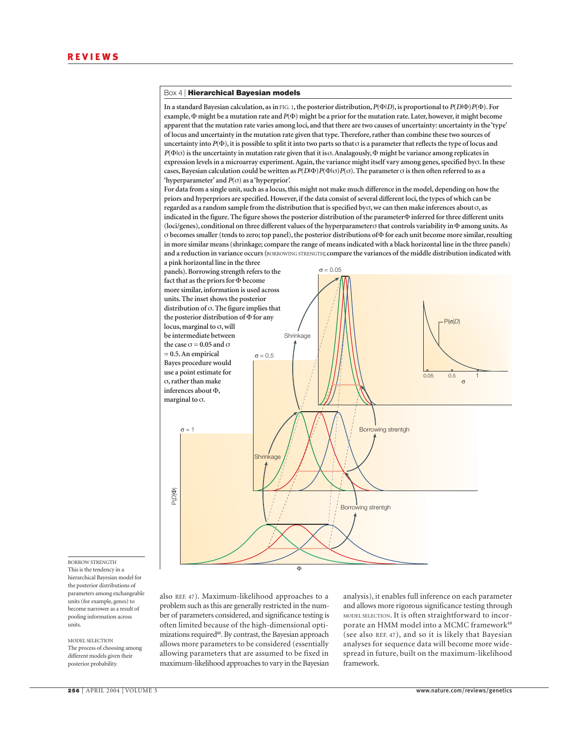### Box 4 | Hierarchical Bayesian models

**In a standard Bayesian calculation, as in FIG. 1, the posterior distribution, $P(\Phi|D)$, is proportional to $P(D|\Phi)P(\Phi)$. For example, $\Phi$ might be a mutation rate and $P(\Phi)$ might be a prior for the mutation rate. Later, however, it might become apparent that the mutation rate varies among loci, and that there are two causes of uncertainty: uncertainty in the 'type' of locus and uncertainty in the mutation rate given that type. Therefore, rather than combine these two sources of uncertainty into $P(\Phi)$, it is possible to split it into two parts so that $\sigma$ is a parameter that reflects the type of locus and $P(\Phi|\sigma)$ is the uncertainty in mutation rate given that it is $\sigma$. Analagously, $\Phi$ might be variance among replicates in expression levels in a microarray experiment. Again, the variance might itself vary among genes, specified by $\sigma$. In these cases, Bayesian calculation could be written as $P(D|\Phi)P(\Phi|\sigma)P(\sigma)$. The parameter $\sigma$ is then often referred to as a 'hyperparameter' and $P(\sigma)$ as a 'hyperprior'.**

**For data from a single unit, such as a locus, this might not make much difference in the model, depending on how the priors and hyperpriors are specified. However, if the data consist of several different loci, the types of which can be regarded as a random sample from the distribution that is specified by $\sigma$, we can then make inferences about $\sigma$, as indicated in the figure. The figure shows the posterior distribution of the parameter $\Phi$ inferred for three different units (loci/genes), conditional on three different values of the hyperparameter $\sigma$ that controls variability in $\Phi$ among units. As $\sigma$ becomes smaller (tends to zero; top panel), the posterior distributions of $\Phi$ for each unit become more similar, resulting in more similar means (shrinkage; compare the range of means indicated with a black horizontal line in the three panels) and a reduction in variance occurs (BORROWING STRENGTH; compare the variances of the middle distribution indicated with a pink horizontal line in the three panels). Borrowing strength refers to the fact that as the priors for $\Phi$ become more similar, information is used across units. The inset shows the posterior distribution of $\sigma$. The figure implies that the posterior distribution of $\Phi$ for any locus, marginal to $\sigma$, will be intermediate between the case $\sigma$ = 0.05 and $\sigma$ = 0.5. An empirical Bayes procedure would use a point estimate for $\sigma$, rather than make inferences about $\Phi$, marginal to $\sigma$.**

BORROW STRENGTH
This is the tendency in a hierarchical Bayesian model for the posterior distributions of parameters among exchangeable units (for example, genes) to become narrower as a result of pooling information across units.

MODEL SELECTION
The process of choosing among different models given their posterior probability.

also REF. 47). Maximum-likelihood approaches to a problem such as this are generally restricted in the number of parameters considered, and significance testing is often limited because of the high-dimensional optimizations required[46]. By contrast, the Bayesian approach allows more parameters to be considered (essentially allowing parameters that are assumed to be fixed in maximum-likelihood approaches to vary in the Bayesian analysis), it enables full inference on each parameter and allows more rigorous significance testing through MODEL SELECTION. It is often straightforward to incorporate an HMM model into a MCMC framework[48] (see also REF. 47), and so it is likely that Bayesian analyses for sequence data will become more widespread in future, built on the maximum-likelihood framework.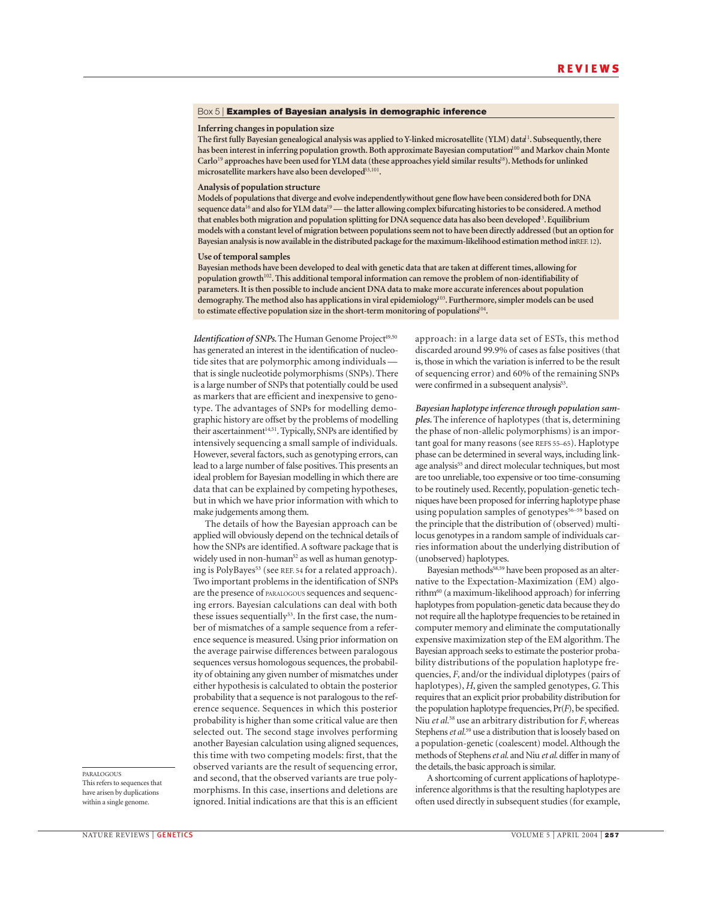## Box 5 | Examples of Bayesian analysis in demographic inference

**Inferring changes in population size**

**The first fully Bayesian genealogical analysis was applied to Y-linked microsatellite (YLM) data[11]. Subsequently, there has been interest in inferring population growth. Both approximate Bayesian computation[100] and Markov chain Monte Carlo[19] approaches have been used for YLM data (these approaches yield similar results[18]). Methods for unlinked microsatellite markers have also been developed[33,101].**

**Analysis of population structure**

**Models of populations that diverge and evolve independentlywithout gene flow have been considered both for DNA sequence data[16] and also for YLM data[19] — the latter allowing complex bifurcating histories to be considered. A method that enables both migration and population splitting for DNA sequence data has also been developed[13]. Equilibrium models with a constant level of migration between populations seem not to have been directly addressed (but an option for Bayesian analysis is now available in the distributed package for the maximum-likelihood estimation method in REF. 12).**

**Use of temporal samples**

**Bayesian methods have been developed to deal with genetic data that are taken at different times, allowing for population growth[102]. This additional temporal information can remove the problem of non-identifiability of parameters. It is then possible to include ancient DNA data to make more accurate inferences about population demography. The method also has applications in viral epidemiology[103]. Furthermore, simpler models can be used to estimate effective population size in the short-term monitoring of populations[104].**

***Identification of SNPs.*** The Human Genome Project[49,50] has generated an interest in the identification of nucleotide sites that are polymorphic among individuals — that is single nucleotide polymorphisms (SNPs). There is a large number of SNPs that potentially could be used as markers that are efficient and inexpensive to genotype. The advantages of SNPs for modelling demographic history are offset by the problems of modelling their ascertainment[14,51]. Typically, SNPs are identified by intensively sequencing a small sample of individuals. However, several factors, such as genotyping errors, can lead to a large number of false positives. This presents an ideal problem for Bayesian modelling in which there are data that can be explained by competing hypotheses, but in which we have prior information with which to make judgements among them.

The details of how the Bayesian approach can be applied will obviously depend on the technical details of how the SNPs are identified. A software package that is widely used in non-human[52] as well as human genotyping is PolyBayes[53] (see REF. 54 for a related approach). Two important problems in the identification of SNPs are the presence of PARALOGOUS sequences and sequencing errors. Bayesian calculations can deal with both these issues sequentially[53]. In the first case, the number of mismatches of a sample sequence from a reference sequence is measured. Using prior information on the average pairwise differences between paralogous sequences versus homologous sequences, the probability of obtaining any given number of mismatches under either hypothesis is calculated to obtain the posterior probability that a sequence is not paralogous to the reference sequence. Sequences in which this posterior probability is higher than some critical value are then selected out. The second stage involves performing another Bayesian calculation using aligned sequences, this time with two competing models: first, that the observed variants are the result of sequencing error, and second, that the observed variants are true polymorphisms. In this case, insertions and deletions are ignored. Initial indications are that this is an efficient approach: in a large data set of ESTs, this method discarded around 99.9% of cases as false positives (that is, those in which the variation is inferred to be the result of sequencing error) and 60% of the remaining SNPs were confirmed in a subsequent analysis[53].

PARALOGOUS
This refers to sequences that have arisen by duplications within a single genome.

***Bayesian haplotype inference through population samples.*** The inference of haplotypes (that is, determining the phase of non-allelic polymorphisms) is an important goal for many reasons (see REFS 55–65). Haplotype phase can be determined in several ways, including linkage analysis[55] and direct molecular techniques, but most are too unreliable, too expensive or too time-consuming to be routinely used. Recently, population-genetic techniques have been proposed for inferring haplotype phase using population samples of genotypes[56–59] based on the principle that the distribution of (observed) multilocus genotypes in a random sample of individuals carries information about the underlying distribution of (unobserved) haplotypes.

Bayesian methods[58,59] have been proposed as an alternative to the Expectation-Maximization (EM) algorithm[60] (a maximum-likelihood approach) for inferring haplotypes from population-genetic data because they do not require all the haplotype frequencies to be retained in computer memory and eliminate the computationally expensive maximization step of the EM algorithm. The Bayesian approach seeks to estimate the posterior probability distributions of the population haplotype frequencies, $F$, and/or the individual diplotypes (pairs of haplotypes), $H$, given the sampled genotypes, $G$. This requires that an explicit prior probability distribution for the population haplotype frequencies, $\Pr(F)$, be specified. Niu *et al.*[58] use an arbitrary distribution for $F$, whereas Stephens *et al.*[59] use a distribution that is loosely based on a population-genetic (coalescent) model. Although the methods of Stephens *et al.* and Niu *et al.* differ in many of the details, the basic approach is similar.

A shortcoming of current applications of haplotype-inference algorithms is that the resulting haplotypes are often used directly in subsequent studies (for example,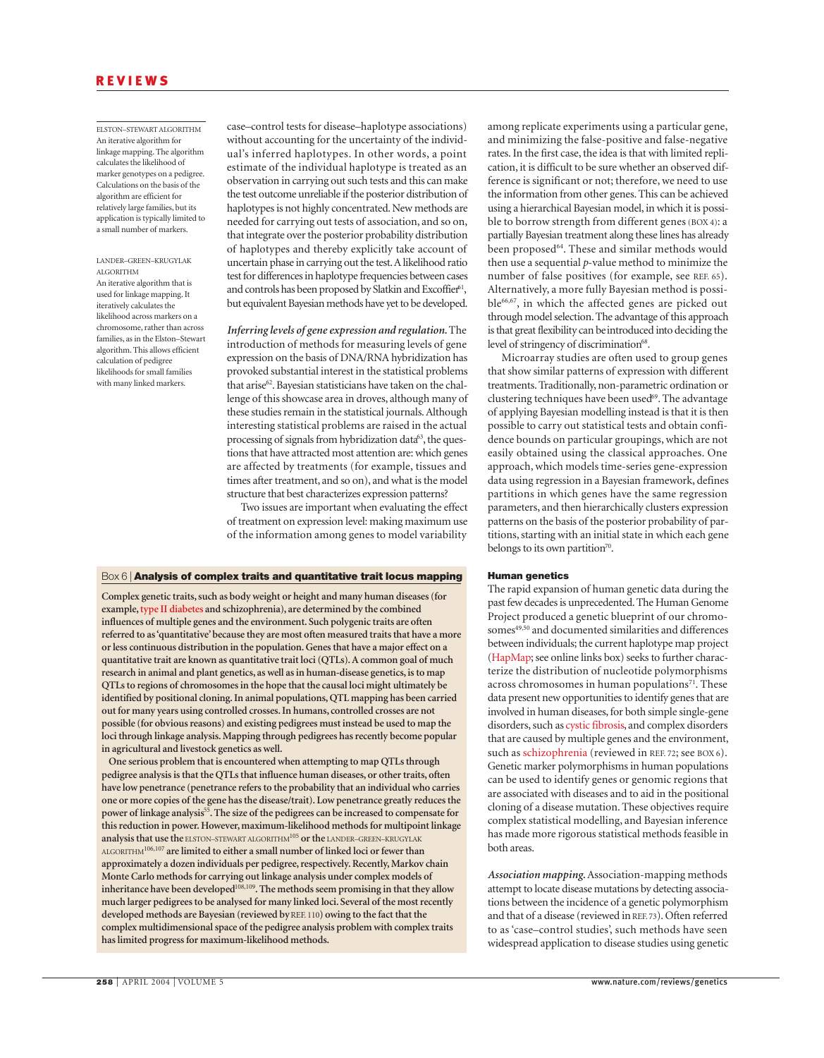ELSTON–STEWART ALGORITHM
An iterative algorithm for linkage mapping. The algorithm calculates the likelihood of marker genotypes on a pedigree. Calculations on the basis of the algorithm are efficient for relatively large families, but its application is typically limited to a small number of markers.

LANDER–GREEN–KRUGYLAK ALGORITHM
An iterative algorithm that is used for linkage mapping. It iteratively calculates the likelihood across markers on a chromosome, rather than across families, as in the Elston–Stewart algorithm. This allows efficient calculation of pedigree likelihoods for small families with many linked markers.

case–control tests for disease–haplotype associations) without accounting for the uncertainty of the individual's inferred haplotypes. In other words, a point estimate of the individual haplotype is treated as an observation in carrying out such tests and this can make the test outcome unreliable if the posterior distribution of haplotypes is not highly concentrated. New methods are needed for carrying out tests of association, and so on, that integrate over the posterior probability distribution of haplotypes and thereby explicitly take account of uncertain phase in carrying out the test. A likelihood ratio test for differences in haplotype frequencies between cases and controls has been proposed by Slatkin and Excoffier[61], but equivalent Bayesian methods have yet to be developed.

*Inferring levels of gene expression and regulation.* The introduction of methods for measuring levels of gene expression on the basis of DNA/RNA hybridization has provoked substantial interest in the statistical problems that arise[62]. Bayesian statisticians have taken on the challenge of this showcase area in droves, although many of these studies remain in the statistical journals. Although interesting statistical problems are raised in the actual processing of signals from hybridization data[63], the questions that have attracted most attention are: which genes are affected by treatments (for example, tissues and times after treatment, and so on), and what is the model structure that best characterizes expression patterns?

Two issues are important when evaluating the effect of treatment on expression level: making maximum use of the information among genes to model variability among replicate experiments using a particular gene, and minimizing the false-positive and false-negative rates. In the first case, the idea is that with limited replication, it is difficult to be sure whether an observed difference is significant or not; therefore, we need to use the information from other genes. This can be achieved using a hierarchical Bayesian model, in which it is possible to borrow strength from different genes (BOX 4): a partially Bayesian treatment along these lines has already been proposed[64]. These and similar methods would then use a sequential $p$-value method to minimize the number of false positives (for example, see REF. 65). Alternatively, a more fully Bayesian method is possible[66,67], in which the affected genes are picked out through model selection. The advantage of this approach is that great flexibility can be introduced into deciding the level of stringency of discrimination[68].

Microarray studies are often used to group genes that show similar patterns of expression with different treatments. Traditionally, non-parametric ordination or clustering techniques have been used[69]. The advantage of applying Bayesian modelling instead is that it is then possible to carry out statistical tests and obtain confidence bounds on particular groupings, which are not easily obtained using the classical approaches. One approach, which models time-series gene-expression data using regression in a Bayesian framework, defines partitions in which genes have the same regression parameters, and then hierarchically clusters expression patterns on the basis of the posterior probability of partitions, starting with an initial state in which each gene belongs to its own partition[70].

### Box 6 | Analysis of complex traits and quantitative trait locus mapping

**Complex genetic traits, such as body weight or height and many human diseases (for example, type II diabetes and schizophrenia), are determined by the combined influences of multiple genes and the environment. Such polygenic traits are often referred to as 'quantitative' because they are most often measured traits that have a more or less continuous distribution in the population. Genes that have a major effect on a quantitative trait are known as quantitative trait loci (QTLs). A common goal of much research in animal and plant genetics, as well as in human-disease genetics, is to map QTLs to regions of chromosomes in the hope that the causal loci might ultimately be identified by positional cloning. In animal populations, QTL mapping has been carried out for many years using controlled crosses. In humans, controlled crosses are not possible (for obvious reasons) and existing pedigrees must instead be used to map the loci through linkage analysis. Mapping through pedigrees has recently become popular in agricultural and livestock genetics as well.**

**One serious problem that is encountered when attempting to map QTLs through pedigree analysis is that the QTLs that influence human diseases, or other traits, often have low penetrance (penetrance refers to the probability that an individual who carries one or more copies of the gene has the disease/trait). Low penetrance greatly reduces the power of linkage analysis[55]. The size of the pedigrees can be increased to compensate for this reduction in power. However, maximum-likelihood methods for multipoint linkage analysis that use the ELSTON–STEWART ALGORITHM[105] or the LANDER–GREEN–KRUGYLAK ALGORITHM[106,107] are limited to either a small number of linked loci or fewer than approximately a dozen individuals per pedigree, respectively. Recently, Markov chain Monte Carlo methods for carrying out linkage analysis under complex models of inheritance have been developed[108,109]. The methods seem promising in that they allow much larger pedigrees to be analysed for many linked loci. Several of the most recently developed methods are Bayesian (reviewed by REF. 110) owing to the fact that the complex multidimensional space of the pedigree analysis problem with complex traits has limited progress for maximum-likelihood methods.**

## Human genetics

The rapid expansion of human genetic data during the past few decades is unprecedented. The Human Genome Project produced a genetic blueprint of our chromosomes[49,50] and documented similarities and differences between individuals; the current haplotype map project (HapMap; see online links box) seeks to further characterize the distribution of nucleotide polymorphisms across chromosomes in human populations[71]. These data present new opportunities to identify genes that are involved in human diseases, for both simple single-gene disorders, such as cystic fibrosis, and complex disorders that are caused by multiple genes and the environment, such as schizophrenia (reviewed in REF. 72; see BOX 6). Genetic marker polymorphisms in human populations can be used to identify genes or genomic regions that are associated with diseases and to aid in the positional cloning of a disease mutation. These objectives require complex statistical modelling, and Bayesian inference has made more rigorous statistical methods feasible in both areas.

*Association mapping.* Association-mapping methods attempt to locate disease mutations by detecting associations between the incidence of a genetic polymorphism and that of a disease (reviewed in REF. 73). Often referred to as 'case–control studies', such methods have seen widespread application to disease studies using genetic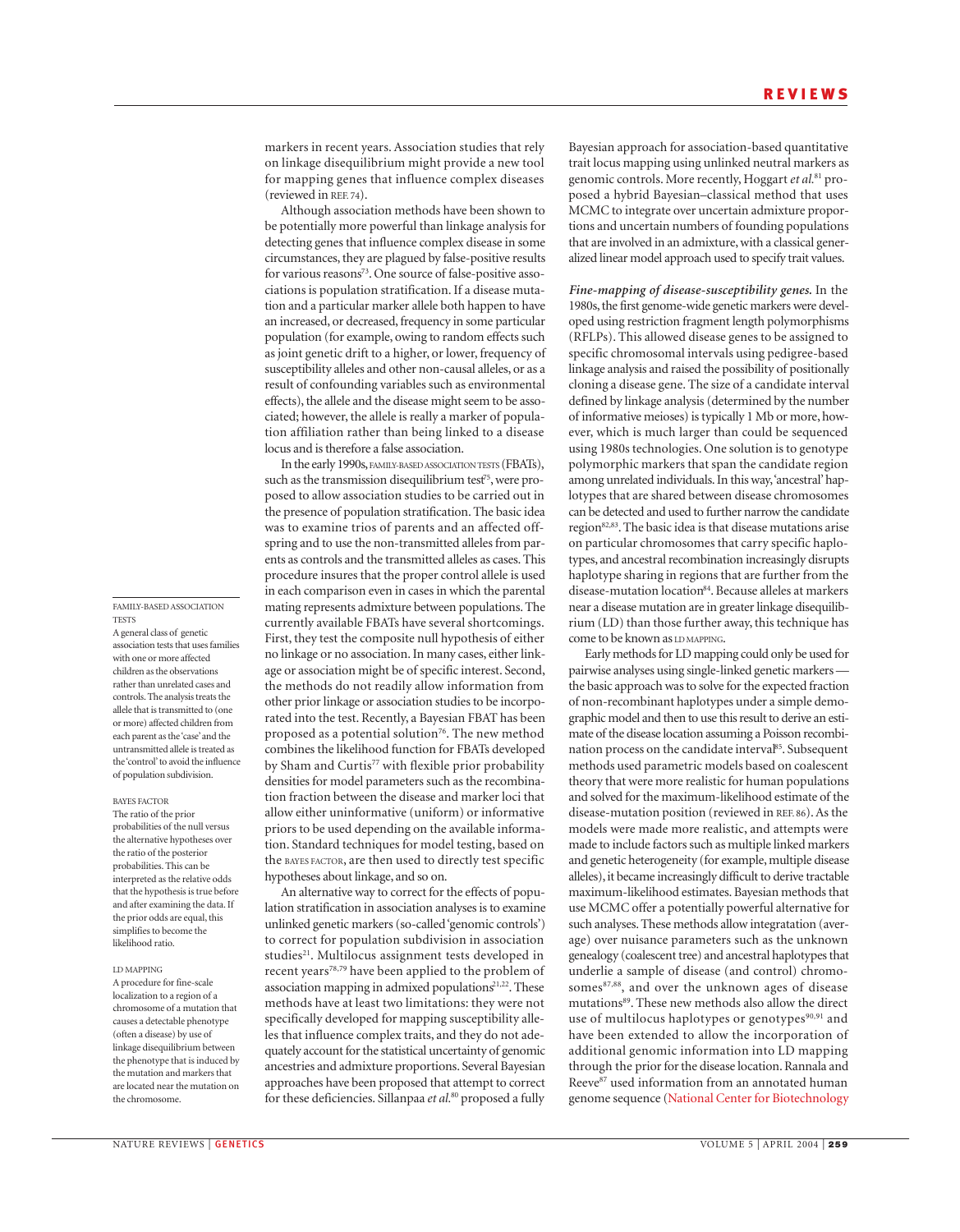markers in recent years. Association studies that rely on linkage disequilibrium might provide a new tool for mapping genes that influence complex diseases (reviewed in REF. 74).

Although association methods have been shown to be potentially more powerful than linkage analysis for detecting genes that influence complex disease in some circumstances, they are plagued by false-positive results for various reasons[73]. One source of false-positive associations is population stratification. If a disease mutation and a particular marker allele both happen to have an increased, or decreased, frequency in some particular population (for example, owing to random effects such as joint genetic drift to a higher, or lower, frequency of susceptibility alleles and other non-causal alleles, or as a result of confounding variables such as environmental effects), the allele and the disease might seem to be associated; however, the allele is really a marker of population affiliation rather than being linked to a disease locus and is therefore a false association.

In the early 1990s, FAMILY-BASED ASSOCIATION TESTS (FBATs), such as the transmission disequilibrium test[75], were proposed to allow association studies to be carried out in the presence of population stratification. The basic idea was to examine trios of parents and an affected offspring and to use the non-transmitted alleles from parents as controls and the transmitted alleles as cases. This procedure insures that the proper control allele is used in each comparison even in cases in which the parental mating represents admixture between populations. The currently available FBATs have several shortcomings. First, they test the composite null hypothesis of either no linkage or no association. In many cases, either linkage or association might be of specific interest. Second, the methods do not readily allow information from other prior linkage or association studies to be incorporated into the test. Recently, a Bayesian FBAT has been proposed as a potential solution[76]. The new method combines the likelihood function for FBATs developed by Sham and Curtis[77] with flexible prior probability densities for model parameters such as the recombination fraction between the disease and marker loci that allow either uninformative (uniform) or informative priors to be used depending on the available information. Standard techniques for model testing, based on the BAYES FACTOR, are then used to directly test specific hypotheses about linkage, and so on.

An alternative way to correct for the effects of population stratification in association analyses is to examine unlinked genetic markers (so-called 'genomic controls') to correct for population subdivision in association studies[21]. Multilocus assignment tests developed in recent years[78,79] have been applied to the problem of association mapping in admixed populations[21,22]. These methods have at least two limitations: they were not specifically developed for mapping susceptibility alleles that influence complex traits, and they do not adequately account for the statistical uncertainty of genomic ancestries and admixture proportions. Several Bayesian approaches have been proposed that attempt to correct for these deficiencies. Sillanpaa *et al.*[80] proposed a fully Bayesian approach for association-based quantitative trait locus mapping using unlinked neutral markers as genomic controls. More recently, Hoggart *et al.*[81] proposed a hybrid Bayesian–classical method that uses MCMC to integrate over uncertain admixture proportions and uncertain numbers of founding populations that are involved in an admixture, with a classical generalized linear model approach used to specify trait values.

***Fine-mapping of disease-susceptibility genes.*** In the 1980s, the first genome-wide genetic markers were developed using restriction fragment length polymorphisms (RFLPs). This allowed disease genes to be assigned to specific chromosomal intervals using pedigree-based linkage analysis and raised the possibility of positionally cloning a disease gene. The size of a candidate interval defined by linkage analysis (determined by the number of informative meioses) is typically 1 Mb or more, however, which is much larger than could be sequenced using 1980s technologies. One solution is to genotype polymorphic markers that span the candidate region among unrelated individuals. In this way, 'ancestral' haplotypes that are shared between disease chromosomes can be detected and used to further narrow the candidate region[82,83]. The basic idea is that disease mutations arise on particular chromosomes that carry specific haplotypes, and ancestral recombination increasingly disrupts haplotype sharing in regions that are further from the disease-mutation location[84]. Because alleles at markers near a disease mutation are in greater linkage disequilibrium (LD) than those further away, this technique has come to be known as LD MAPPING.

Early methods for LD mapping could only be used for pairwise analyses using single-linked genetic markers — the basic approach was to solve for the expected fraction of non-recombinant haplotypes under a simple demographic model and then to use this result to derive an estimate of the disease location assuming a Poisson recombination process on the candidate interval[85]. Subsequent methods used parametric models based on coalescent theory that were more realistic for human populations and solved for the maximum-likelihood estimate of the disease-mutation position (reviewed in REF. 86). As the models were made more realistic, and attempts were made to include factors such as multiple linked markers and genetic heterogeneity (for example, multiple disease alleles), it became increasingly difficult to derive tractable maximum-likelihood estimates. Bayesian methods that use MCMC offer a potentially powerful alternative for such analyses. These methods allow integration (average) over nuisance parameters such as the unknown genealogy (coalescent tree) and ancestral haplotypes that underlie a sample of disease (and control) chromosomes[87,88], and over the unknown ages of disease mutations[89]. These new methods also allow the direct use of multilocus haplotypes or genotypes[90,91] and have been extended to allow the incorporation of additional genomic information into LD mapping through the prior for the disease location. Rannala and Reeve[87] used information from an annotated human genome sequence (National Center for Biotechnology

FAMILY-BASED ASSOCIATION TESTS
A general class of genetic association tests that uses families with one or more affected children as the observations rather than unrelated cases and controls. The analysis treats the allele that is transmitted to (one or more) affected children from each parent as the 'case' and the untransmitted allele is treated as the 'control' to avoid the influence of population subdivision.

BAYES FACTOR
The ratio of the prior probabilities of the null versus the alternative hypotheses over the ratio of the posterior probabilities. This can be interpreted as the relative odds that the hypothesis is true before and after examining the data. If the prior odds are equal, this simplifies to become the likelihood ratio.

LD MAPPING
A procedure for fine-scale localization to a region of a chromosome of a mutation that causes a detectable phenotype (often a disease) by use of linkage disequilibrium between the phenotype that is induced by the mutation and markers that are located near the mutation on the chromosome.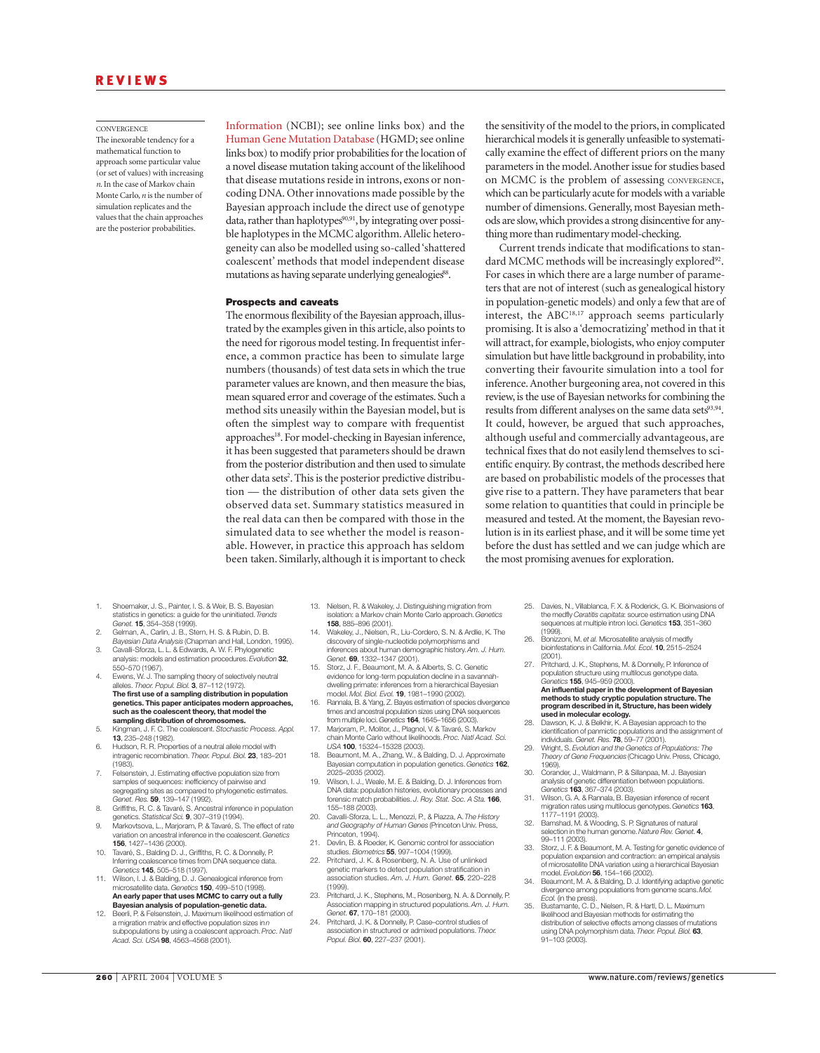**CONVERGENCE**
The inexorable tendency for a mathematical function to approach some particular value (or set of values) with increasing $n$. In the case of Markov chain Monte Carlo, $n$ is the number of simulation replicates and the values that the chain approaches are the posterior probabilities.

Information (NCBI); see online links box) and the Human Gene Mutation Database (HGMD; see online links box) to modify prior probabilities for the location of a novel disease mutation taking account of the likelihood that disease mutations reside in introns, exons or non-coding DNA. Other innovations made possible by the Bayesian approach include the direct use of genotype data, rather than haplotypes[90,91], by integrating over possible haplotypes in the MCMC algorithm. Allelic heterogeneity can also be modelled using so-called 'shattered coalescent' methods that model independent disease mutations as having separate underlying genealogies[88].

## Prospects and caveats

The enormous flexibility of the Bayesian approach, illustrated by the examples given in this article, also points to the need for rigorous model testing. In frequentist inference, a common practice has been to simulate large numbers (thousands) of test data sets in which the true parameter values are known, and then measure the bias, mean squared error and coverage of the estimates. Such a method sits uneasily within the Bayesian model, but is often the simplest way to compare with frequentist approaches[18]. For model-checking in Bayesian inference, it has been suggested that parameters should be drawn from the posterior distribution and then used to simulate other data sets[2]. This is the posterior predictive distribution — the distribution of other data sets given the observed data set. Summary statistics measured in the real data can then be compared with those in the simulated data to see whether the model is reasonable. However, in practice this approach has seldom been taken. Similarly, although it is important to check the sensitivity of the model to the priors, in complicated hierarchical models it is generally unfeasible to systematically examine the effect of different priors on the many parameters in the model. Another issue for studies based on MCMC is the problem of assessing CONVERGENCE, which can be particularly acute for models with a variable number of dimensions. Generally, most Bayesian methods are slow, which provides a strong disincentive for anything more than rudimentary model-checking.

Current trends indicate that modifications to standard MCMC methods will be increasingly explored[92]. For cases in which there are a large number of parameters that are not of interest (such as genealogical history in population-genetic models) and only a few that are of interest, the ABC[18,17] approach seems particularly promising. It is also a 'democratizing' method in that it will attract, for example, biologists, who enjoy computer simulation but have little background in probability, into converting their favourite simulation into a tool for inference. Another burgeoning area, not covered in this review, is the use of Bayesian networks for combining the results from different analyses on the same data sets[93,94]. It could, however, be argued that such approaches, although useful and commercially advantageous, are technical fixes that do not easily lend themselves to scientific enquiry. By contrast, the methods described here are based on probabilistic models of the processes that give rise to a pattern. They have parameters that bear some relation to quantities that could in principle be measured and tested. At the moment, the Bayesian revolution is in its earliest phase, and it will be some time yet before the dust has settled and we can judge which are the most promising avenues for exploration.

1. Shoemaker, J. S., Painter, I. S. & Weir, B. S. Bayesian statistics in genetics: a guide for the uninitiated. *Trends Genet.* **15**, 354–358 (1999).
2. Gelman, A., Carlin, J. B., Stern, H. S. & Rubin, D. B. *Bayesian Data Analysis* (Chapman and Hall, London, 1995).
3. Cavalli-Sforza, L. L. & Edwards, A. W. F. Phylogenetic analysis: models and estimation procedures. *Evolution* **32**, 550–570 (1967).
4. Ewens, W. J. The sampling theory of selectively neutral alleles. *Theor. Popul. Biol.* **3**, 87–112 (1972).
**The first use of a sampling distribution in population genetics. This paper anticipates modern approaches, such as the coalescent theory, that model the sampling distribution of chromosomes.**
5. Kingman, J. F. C. The coalescent. *Stochastic Process. Appl.* **13**, 235–248 (1982).
6. Hudson, R. R. Properties of a neutral allele model with intragenic recombination. *Theor. Popul. Biol.* **23**, 183–201 (1983).
7. Felsenstein, J. Estimating effective population size from samples of sequences: inefficiency of pairwise and segregating sites as compared to phylogenetic estimates. *Genet. Res.* **59**, 139–147 (1992).
8. Griffiths, R. C. & Tavaré, S. Ancestral inference in population genetics. *Statistical Sci.* **9**, 307–319 (1994).
9. Markovtsova, L., Marjoram, P. & Tavaré, S. The effect of rate variation on ancestral inference in the coalescent. *Genetics* **156**, 1427–1436 (2000).
10. Tavaré, S., Balding D. J., Griffiths, R. C. & Donnelly, P. Inferring coalescence times from DNA sequence data. *Genetics* **145**, 505–518 (1997).
11. Wilson, I. J. & Balding, D. J. Genealogical inference from microsatellite data. *Genetics* **150**, 499–510 (1998).
**An early paper that uses MCMC to carry out a fully Bayesian analysis of population-genetic data.**
12. Beerli, P. & Felsenstein, J. Maximum likelihood estimation of a migration matrix and effective population sizes in *n* subpopulations by using a coalescent approach. *Proc. Natl Acad. Sci. USA* **98**, 4563–4568 (2001).
13. Nielsen, R. & Wakeley, J. Distinguishing migration from isolation: a Markov chain Monte Carlo approach. *Genetics* **158**, 885–896 (2001).
14. Wakeley, J., Nielsen, R., Liu-Cordero, S. N. & Ardlie, K. The discovery of single-nucleotide polymorphisms and inferences about human demographic history. *Am. J. Hum. Genet.* **69**, 1332–1347 (2001).
15. Storz, J. F., Beaumont, M. A. & Alberts, S. C. Genetic evidence for long-term population decline in a savannah-dwelling primate: inferences from a hierarchical Bayesian model. *Mol. Biol. Evol.* **19**, 1981–1990 (2002).
16. Rannala, B. & Yang, Z. Bayes estimation of species divergence times and ancestral population sizes using DNA sequences from multiple loci. *Genetics* **164**, 1645–1656 (2003).
17. Marjoram, P., Molitor, J., Plagnol, V. & Tavaré, S. Markov chain Monte Carlo without likelihoods. *Proc. Natl Acad. Sci. USA* **100**, 15324–15328 (2003).
18. Beaumont, M. A., Zhang, W., & Balding, D. J. Approximate Bayesian computation in population genetics. *Genetics* **162**, 2025–2035 (2002).
19. Wilson, I. J., Weale, M. E. & Balding, D. J. Inferences from DNA data: population histories, evolutionary processes and forensic match probabilities. *J. Roy. Stat. Soc. A Sta.* **166**, 155–188 (2003).
20. Cavalli-Sforza, L. L., Menozzi, P., & Piazza, A. *The History and Geography of Human Genes* (Princeton Univ. Press, Princeton, 1994).
21. Devlin, B. & Roeder, K. Genomic control for association studies. *Biometrics* **55**, 997–1004 (1999).
22. Pritchard, J. K. & Rosenberg, N. A. Use of unlinked genetic markers to detect population stratification in association studies. *Am. J. Hum. Genet.* **65**, 220–228 (1999).
23. Pritchard, J. K., Stephens, M., Rosenberg, N. A. & Donnelly, P. Association mapping in structured populations. *Am. J. Hum. Genet.* **67**, 170–181 (2000).
24. Pritchard, J. K. & Donnelly, P. Case–control studies of association in structured or admixed populations. *Theor. Popul. Biol.* **60**, 227–237 (2001).
25. Davies, N., Villablanca, F. X. & Roderick, G. K. Bioinvasions of the medfly *Ceratitis capitata*: source estimation using DNA sequences at multiple intron loci. *Genetics* **153**, 351–360 (1999).
26. Bonizzoni, M. *et al.* Microsatellite analysis of medfly bioinfestations in California. *Mol. Ecol.* **10**, 2515–2524 (2001).
27. Pritchard, J. K., Stephens, M. & Donnelly, P. Inference of population structure using multilocus genotype data. *Genetics* **155**, 945–959 (2000).
**An influential paper in the development of Bayesian methods to study cryptic population structure. The program described in it, Structure, has been widely used in molecular ecology.**
28. Dawson, K. J. & Belkhir, K. A Bayesian approach to the identification of panmictic populations and the assignment of individuals. *Genet. Res.* **78**, 59–77 (2001).
29. Wright, S. *Evolution and the Genetics of Populations: The Theory of Gene Frequencies* (Chicago Univ. Press, Chicago, 1969).
30. Corander, J., Waldmann, P. & Sillanpaa, M. J. Bayesian analysis of genetic differentiation between populations. *Genetics* **163**, 367–374 (2003).
31. Wilson, G. A. & Rannala, B. Bayesian inference of recent migration rates using multilocus genotypes. *Genetics* **163**, 1177–1191 (2003).
32. Bamshad, M. & Wooding, S. P. Signatures of natural selection in the human genome. *Nature Rev. Genet.* **4**, 99–111 (2003).
33. Storz, J. F. & Beaumont, M. A. Testing for genetic evidence of population expansion and contraction: an empirical analysis of microsatellite DNA variation using a hierarchical Bayesian model. *Evolution* **56**, 154–166 (2002).
34. Beaumont, M. A. & Balding, D. J. Identifying adaptive genetic divergence among populations from genome scans. *Mol. Ecol.* (in the press).
35. Bustamante, C. D., Nielsen, R. & Hartl, D. L. Maximum likelihood and Bayesian methods for estimating the distribution of selective effects among classes of mutations using DNA polymorphism data. *Theor. Popul. Biol.* **63**, 91–103 (2003).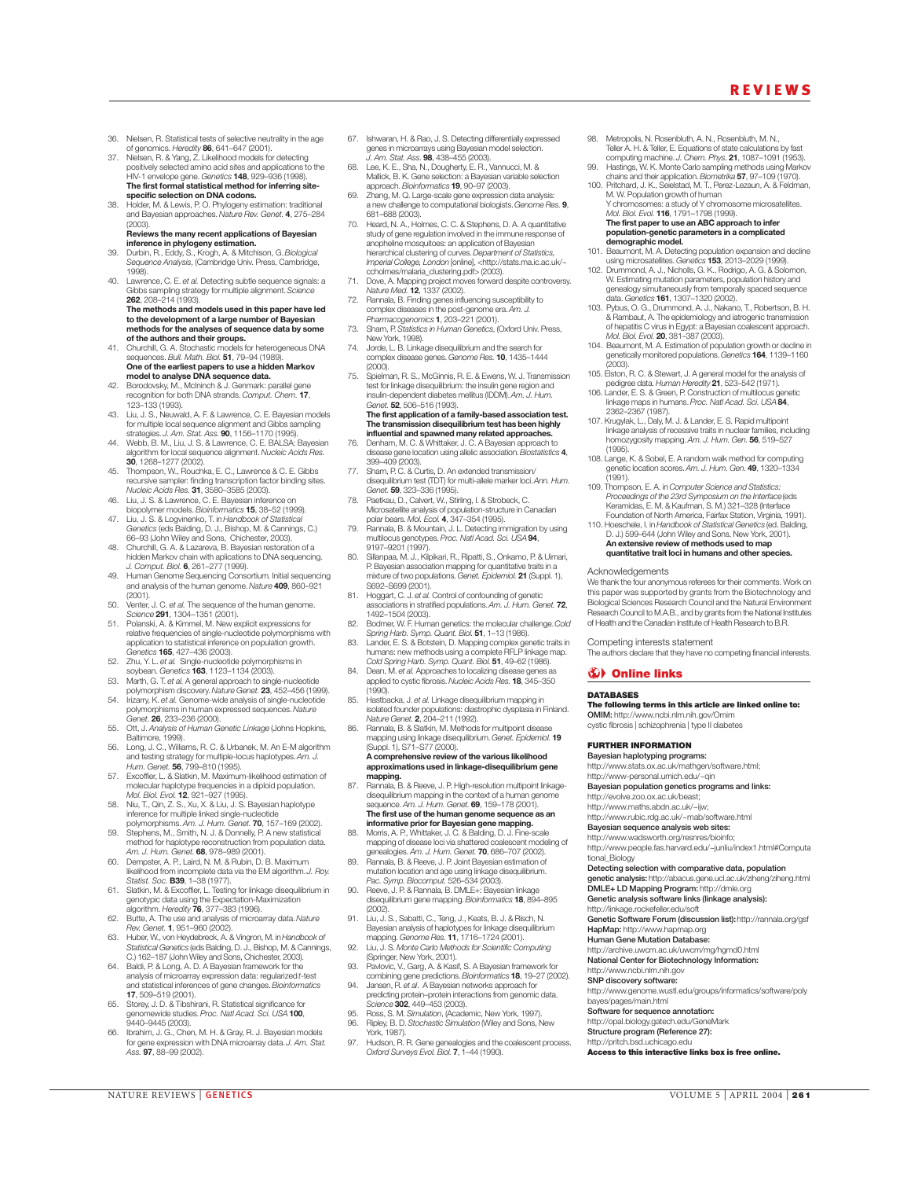36. Nielsen, R. Statistical tests of selective neutrality in the age of genomics. *Heredity* **86**, 641–647 (2001).
37. Nielsen, R. & Yang, Z. Likelihood models for detecting positively selected amino acid sites and applications to the HIV-1 envelope gene. *Genetics* **148**, 929–936 (1998).
**The first formal statistical method for inferring site-specific selection on DNA codons.**
38. Holder, M. & Lewis, P. O. Phylogeny estimation: traditional and Bayesian approaches. *Nature Rev. Genet.* **4**, 275–284 (2003).
**Reviews the many recent applications of Bayesian inference in phylogeny estimation.**
39. Durbin, R., Eddy, S., Krogh, A. & Mitchison, G. *Biological Sequence Analysis*, (Cambridge Univ. Press, Cambridge, 1998).
40. Lawrence, C. E. *et al.* Detecting subtle sequence signals: a Gibbs sampling strategy for multiple alignment. *Science* **262**, 208–214 (1993).
**The methods and models used in this paper have led to the development of a large number of Bayesian methods for the analyses of sequence data by some of the authors and their groups.**
41. Churchill, G. A. Stochastic models for heterogeneous DNA sequences. *Bull. Math. Biol.* **51**, 79–94 (1989).
**One of the earliest papers to use a hidden Markov model to analyse DNA sequence data.**
42. Borodovsky, M., McIninch & J. Genmark: parallel gene recognition for both DNA strands. *Comput. Chem.* **17**, 123–133 (1993).
43. Liu, J. S., Neuwald, A. F. & Lawrence, C. E. Bayesian models for multiple local sequence alignment and Gibbs sampling strategies. *J. Am. Stat. Ass.* **90**, 1156–1170 (1995).
44. Webb, B. M., Liu, J. S. & Lawrence, C. E. BALSA: Bayesian algorithm for local sequence alignment. *Nucleic Acids Res.* **30**, 1268–1277 (2002).
45. Thompson, W., Rouchka, E. C., Lawrence & C. E. Gibbs recursive sampler: finding transcription factor binding sites. *Nucleic Acids Res.* **31**, 3580–3585 (2003).
46. Liu, J. S. & Lawrence, C. E. Bayesian inference on biopolymer models. *Bioinformatics* **15**, 38–52 (1999).
47. Liu, J. S. & Logvinenko, T. in *Handbook of Statistical Genetics* (eds Balding, D. J., Bishop, M. & Cannings, C.) 66–93 (John Wiley and Sons, Chichester, 2003).
48. Churchill, G. A. & Lazareva, B. Bayesian restoration of a hidden Markov chain with aplications to DNA sequencing. *J. Comput. Biol.* **6**, 261–277 (1999).
49. Human Genome Sequencing Consortium. Initial sequencing and analysis of the human genome. *Nature* **409**, 860–921 (2001).
50. Venter, J. C. *et al.* The sequence of the human genome. *Science* **291**, 1304–1351 (2001).
51. Polanski, A. & Kimmel, M. New explicit expressions for relative frequencies of single-nucleotide polymorphisms with application to statistical inference on population growth. *Genetics* **165**, 427–436 (2003).
52. Zhu, Y. L. *et al.* Single-nucleotide polymorphisms in soybean. *Genetics* **163**, 1123–1134 (2003).
53. Marth, G. T. *et al.* A general approach to single-nucleotide polymorphism discovery. *Nature Genet.* **23**, 452–456 (1999).
54. Irizarry, K. *et al.* Genome-wide analysis of single-nucleotide polymorphisms in human expressed sequences. *Nature Genet.* **26**, 233–236 (2000).
55. Ott, J. *Analysis of Human Genetic Linkage* (Johns Hopkins, Baltimore, 1999).
56. Long, J. C., Williams, R. C. & Urbanek, M. An E-M algorithm and testing strategy for multiple-locus haplotypes. *Am. J. Hum. Genet.* **56**, 799–810 (1995).
57. Excoffier, L. & Slatkin, M. Maximum-likelihood estimation of molecular haplotype frequencies in a diploid population. *Mol. Biol. Evol.* **12**, 921–927 (1995).
58. Niu, T., Qin, Z. S., Xu, X. & Liu, J. S. Bayesian haplotype inference for multiple linked single-nucleotide polymorphisms. *Am. J. Hum. Genet.* **70**, 157–169 (2002).
59. Stephens, M., Smith, N. J. & Donnelly, P. A new statistical method for haplotype reconstruction from population data. *Am. J. Hum. Genet.* **68**, 978–989 (2001).
60. Dempster, A. P., Laird, N. M. & Rubin, D. B. Maximum likelihood from incomplete data via the EM algorithm. *J. Roy. Statist. Soc.* **B39**, 1–38 (1977).
61. Slatkin, M. & Excoffier, L. Testing for linkage disequilibrium in genotypic data using the Expectation-Maximization algorithm. *Heredity* **76**, 377–383 (1996).
62. Butte, A. The use and analysis of microarray data. *Nature Rev. Genet.* **1**, 951–960 (2002).
63. Huber, W., von Heydebreck, A. & Vingron, M. in *Handbook of Statistical Genetics* (eds Balding, D. J., Bishop, M. & Cannings, C.) 162–187 (John Wiley and Sons, Chichester, 2003).
64. Baldi, P. & Long, A. D. A Bayesian framework for the analysis of microarray expression data: regularized *t*-test and statistical inferences of gene changes. *Bioinformatics* **17**, 509–519 (2001).
65. Storey, J. D. & Tibshirani, R. Statistical significance for genomewide studies. *Proc. Natl Acad. Sci. USA* **100**, 9440–9445 (2003).
66. Ibrahim, J. G., Chen, M. H. & Gray, R. J. Bayesian models for gene expression with DNA microarray data. *J. Am. Stat. Ass.* **97**, 88–99 (2002).
67. Ishwaran, H. & Rao, J. S. Detecting differentially expressed genes in microarrays using Bayesian model selection. *J. Am. Stat. Ass.* **98**, 438–455 (2003).
68. Lee, K. E., Sha, N., Dougherty, E. R., Vannucci, M. & Mallick, B. K. Gene selection: a Bayesian variable selection approach. *Bioinformatics* **19**, 90–97 (2003).
69. Zhang, M. Q. Large-scale gene expression data analysis: a new challenge to computational biologists. *Genome Res.* **9**, 681–688 (2003).
70. Heard, N. A., Holmes, C. C. & Stephens, D. A. A quantitative study of gene regulation involved in the immune response of anopheline mosquitoes: an application of Bayesian hierarchical clustering of curves. *Department of Statistics, Imperial College, London* [online], <http://stats.ma.ic.ac.uk/~ccholmes/malaria_clustering.pdf> (2003).
71. Dove, A. Mapping project moves forward despite controversy. *Nature Med.* **12**, 1337 (2002).
72. Rannala, B. Finding genes influencing susceptibility to complex diseases in the post-genome era. *Am. J. Pharmacogenomics* **1**, 203–221 (2001).
73. Sham, P. *Statistics in Human Genetics*, (Oxford Univ. Press, New York, 1998).
74. Jorde, L. B. Linkage disequilibrium and the search for complex disease genes. *Genome Res.* **10**, 1435–1444 (2000).
75. Spielman, R. S., McGinnis, R. E. & Ewens, W. J. Transmission test for linkage disequilibrium: the insulin gene region and insulin-dependent diabetes mellitus (IDDM). *Am. J. Hum. Genet.* **52**, 506–516 (1993).
**The first application of a family-based association test. The transmission disequilibrium test has been highly influential and spawned many related approaches.**
76. Denham, M. C. & Whittaker, J. C. A Bayesian approach to disease gene location using allelic association. *Biostatistics* **4**, 399–409 (2003).
77. Sham, P. C. & Curtis, D. An extended transmission/disequilibrium test (TDT) for multi-allele marker loci. *Ann. Hum. Genet.* **59**, 323–336 (1995).
78. Paetkau, D., Calvert, W., Stirling, I. & Strobeck, C. Microsatellite analysis of population-structure in Canadian polar bears. *Mol. Ecol.* **4**, 347–354 (1995).
79. Rannala, B. & Mountain, J. L. Detecting immigration by using multilocus genotypes. *Proc. Natl Acad. Sci. USA* **94**, 9197–9201 (1997).
80. Sillanpaa, M. J., Kilpikari, R., Ripatti, S., Onkamo, P. & Uimari, P. Bayesian association mapping for quantitative traits in a mixture of two populations. *Genet. Epidemiol.* **21** (Suppl. 1), S692–S699 (2001).
81. Hoggart, C. J. *et al.* Control of confounding of genetic associations in stratified populations. *Am. J. Hum. Genet.* **72**, 1492–1504 (2003).
82. Bodmer, W. F. Human genetics: the molecular challenge. *Cold Spring Harb. Symp. Quant. Biol.* **51**, 1–13 (1986).
83. Lander, E. S. & Botstein, D. Mapping complex genetic traits in humans: new methods using a complete RFLP linkage map. *Cold Spring Harb. Symp. Quant. Biol.* **51**, 49–62 (1986).
84. Dean, M. *et al.* Approaches to localizing disease genes as applied to cystic fibrosis. *Nucleic Acids Res.* **18**, 345–350 (1990).
85. Hastbacka, J. *et al.* Linkage disequilibrium mapping in isolated founder populations: diastrophic dysplasia in Finland. *Nature Genet.* **2**, 204–211 (1992).
86. Rannala, B. & Slatkin, M. Methods for multipoint disease mapping using linkage disequilibrium. *Genet. Epidemiol.* **19** (Suppl. 1), S71–S77 (2000).
**A comprehensive review of the various likelihood approximations used in linkage-disequilibrium gene mapping.**
87. Rannala, B. & Reeve, J. P. High-resolution multipoint linkage-disequilibrium mapping in the context of a human genome sequence. *Am. J. Hum. Genet.* **69**, 159–178 (2001).
**The first use of the human genome sequence as an informative prior for Bayesian gene mapping.**
88. Morris, A. P., Whittaker, J. C. & Balding, D. J. Fine-scale mapping of disease loci via shattered coalescent modeling of genealogies. *Am. J. Hum. Genet.* **70**, 686–707 (2002).
89. Rannala, B. & Reeve, J. P. Joint Bayesian estimation of mutation location and age using linkage disequilibrium. *Pac. Symp. Biocomput.* 526–534 (2003).
90. Reeve, J. P. & Rannala, B. DMLE+: Bayesian linkage disequilibrium gene mapping. *Bioinformatics* **18**, 894–895 (2002).
91. Liu, J. S., Sabatti, C., Teng, J., Keats, B. J. & Risch, N. Bayesian analysis of haplotypes for linkage disequilibrium mapping. *Genome Res.* **11**, 1716–1724 (2001).
92. Liu, J. S. *Monte Carlo Methods for Scientific Computing* (Springer, New York, 2001).
93. Pavlovic, V., Garg, A. & Kasif, S. A Bayesian framework for combining gene predictions. *Bioinformatics* **18**, 19–27 (2002).
94. Jansen, R. *et al.* A Bayesian networks approach for predicting protein–protein interactions from genomic data. *Science* **302**, 449–453 (2003).
95. Ross, S. M. *Simulation*, (Academic, New York, 1997).
96. Ripley, B. D. *Stochastic Simulation* (Wiley and Sons, New York, 1987).
97. Hudson, R. R. Gene genealogies and the coalescent process. *Oxford Surveys Evol. Biol.* **7**, 1–44 (1990).
98. Metropolis, N. Rosenbluth, A. N., Rosenbluth, M. N., Teller A. H. & Teller, E. Equations of state calculations by fast computing machine. *J. Chem. Phys.* **21**, 1087–1091 (1953).
99. Hastings, W. K. Monte Carlo sampling methods using Markov chains and their application. *Biometrika* **57**, 97–109 (1970).
100. Pritchard, J. K., Seielstad, M. T., Perez-Lezaun, A. & Feldman, M. W. Population growth of human Y chromosomes: a study of Y chromosome microsatellites. *Mol. Biol. Evol.* **116**, 1791–1798 (1999).
**The first paper to use an ABC approach to infer population-genetic parameters in a complicated demographic model.**
101. Beaumont, M. A. Detecting population expansion and decline using microsatellites. *Genetics* **153**, 2013–2029 (1999).
102. Drummond, A. J., Nicholls, G. K., Rodrigo, A. G. & Solomon, W. Estimating mutation parameters, population history and genealogy simultaneously from temporally spaced sequence data. *Genetics* **161**, 1307–1320 (2002).
103. Pybus, O. G., Drummond, A. J., Nakano, T., Robertson, B. H. & Rambaut, A. The epidemiology and iatrogenic transmission of hepatitis C virus in Egypt: a Bayesian coalescent approach. *Mol. Biol. Evol.* **20**, 381–387 (2003).
104. Beaumont, M. A. Estimation of population growth or decline in genetically monitored populations. *Genetics* **164**, 1139–1160 (2003).
105. Elston, R. C. & Stewart, J. A general model for the analysis of pedigree data. *Human Heredity* **21**, 523–542 (1971).
106. Lander, E. S. & Green, P. Construction of multilocus genetic linkage maps in humans. *Proc. Natl Acad. Sci. USA* **84**, 2362–2367 (1987).
107. Krugylak, L., Daly, M. J. & Lander, E. S. Rapid multipoint linkage analysis of recessive traits in nuclear families, including homozygosity mapping. *Am. J. Hum. Gen.* **56**, 519–527 (1995).
108. Lange, K. & Sobel, E. A random walk method for computing genetic location scores. *Am. J. Hum. Gen.* **49**, 1320–1334 (1991).
109. Thompson, E. A. in *Computer Science and Statistics: Proceedings of the 23rd Symposium on the Interface* (eds Keramidas, E. M. & Kaufman, S. M.) 321–328 (Interface Foundation of North America, Fairfax Station, Virginia, 1991).
110. Hoeschele, I. in *Handbook of Statistical Genetics* (ed. Balding, D. J.) 599–644 (John Wiley and Sons, New York, 2001).
**An extensive review of methods used to map quantitative trait loci in humans and other species.**

## Acknowledgements

We thank the four anonymous referees for their comments. Work on this paper was supported by grants from the Biotechnology and Biological Sciences Research Council and the Natural Environment Research Council to M.A.B., and by grants from the National Institutes of Health and the Canadian Institute of Health Research to B.R.

## Competing interests statement

The authors declare that they have no competing financial interests.

## Online links

### DATABASES

**The following terms in this article are linked online to:**
**OMIM:** http://www.ncbi.nlm.nih.gov/Omim
cystic fibrosis | schizophrenia | type II diabetes

### FURTHER INFORMATION

**Bayesian haplotyping programs:**
http://www.stats.ox.ac.uk/mathgen/software.html;
http://www-personal.umich.edu/~qin
**Bayesian population genetics programs and links:**
http://evolve.zoo.ox.ac.uk/beast;
http://www.maths.abdn.ac.uk/~ijw;
http://www.rubic.rdg.ac.uk/~mab/software.html
**Bayesian sequence analysis web sites:**
http://www.wadsworth.org/resnres/bioinfo;
http://www.people.fas.harvard.edu/~junliu/index1.html#Computational_Biology
**Detecting selection with comparative data, population genetic analysis:** http://abacus.gene.ucl.ac.uk/ziheng/ziheng.html
**DMLE+ LD Mapping Program:** http://dmle.org
**Genetic analysis software links (linkage analysis):**
http://linkage.rockefeller.edu/soft
**Genetic Software Forum (discussion list):** http://rannala.org/gsf
**HapMap:** http://www.hapmap.org
**Human Gene Mutation Database:**
http://archive.uwcm.ac.uk/uwcm/mg/hgmd0.html
**National Center for Biotechnology Information:**
http://www.ncbi.nlm.nih.gov
**SNP discovery software:**
http://www.genome.wustl.edu/groups/informatics/software/polybayes/pages/main.html
**Software for sequence annotation:**
http://opal.biology.gatech.edu/GeneMark
**Structure program (Reference 27):**
http://pritch.bsd.uchicago.edu
**Access to this interactive links box is free online.**